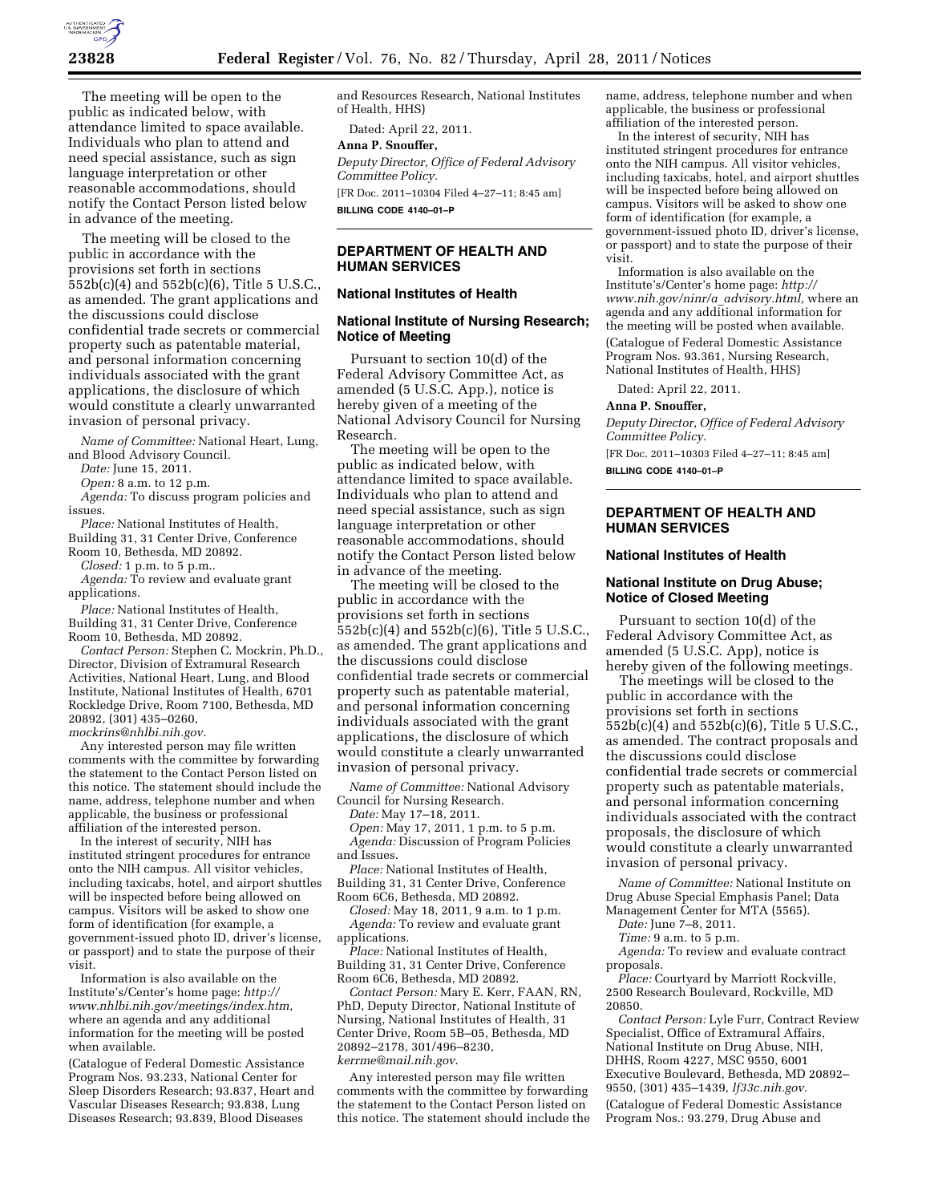The meeting will be open to the public as indicated below, with attendance limited to space available. Individuals who plan to attend and need special assistance, such as sign language interpretation or other reasonable accommodations, should notify the Contact Person listed below in advance of the meeting.

The meeting will be closed to the public in accordance with the provisions set forth in sections 552b(c)(4) and 552b(c)(6), Title 5 U.S.C., as amended. The grant applications and the discussions could disclose confidential trade secrets or commercial property such as patentable material, and personal information concerning individuals associated with the grant applications, the disclosure of which would constitute a clearly unwarranted invasion of personal privacy.

*Name of Committee:* National Heart, Lung, and Blood Advisory Council.

*Date:* June 15, 2011.

*Open:* 8 a.m. to 12 p.m.

*Agenda:* To discuss program policies and issues.

*Place:* National Institutes of Health, Building 31, 31 Center Drive, Conference Room 10, Bethesda, MD 20892.

*Closed:* 1 p.m. to 5 p.m..

*Agenda:* To review and evaluate grant applications.

*Place:* National Institutes of Health, Building 31, 31 Center Drive, Conference Room 10, Bethesda, MD 20892.

*Contact Person:* Stephen C. Mockrin, Ph.D., Director, Division of Extramural Research Activities, National Heart, Lung, and Blood Institute, National Institutes of Health, 6701 Rockledge Drive, Room 7100, Bethesda, MD 20892, (301) 435–0260, *mockrins@nhlbi.nih.gov.*

Any interested person may file written comments with the committee by forwarding the statement to the Contact Person listed on this notice. The statement should include the name, address, telephone number and when applicable, the business or professional affiliation of the interested person.

In the interest of security, NIH has instituted stringent procedures for entrance onto the NIH campus. All visitor vehicles, including taxicabs, hotel, and airport shuttles will be inspected before being allowed on campus. Visitors will be asked to show one form of identification (for example, a government-issued photo ID, driver's license, or passport) and to state the purpose of their visit.

Information is also available on the Institute's/Center's home page: *http://www.nhlbi.nih.gov/meetings/index.htm,* where an agenda and any additional information for the meeting will be posted when available.

(Catalogue of Federal Domestic Assistance Program Nos. 93.233, National Center for Sleep Disorders Research; 93.837, Heart and Vascular Diseases Research; 93.838, Lung Diseases Research; 93.839, Blood Diseases and Resources Research, National Institutes of Health, HHS)

Dated: April 22, 2011.

**Anna P. Snouffer,**

*Deputy Director, Office of Federal Advisory Committee Policy.*

[FR Doc. 2011–10304 Filed 4–27–11; 8:45 am]

**BILLING CODE 4140–01–P**

---

## DEPARTMENT OF HEALTH AND HUMAN SERVICES

### National Institutes of Health

### National Institute of Nursing Research; Notice of Meeting

Pursuant to section 10(d) of the Federal Advisory Committee Act, as amended (5 U.S.C. App.), notice is hereby given of a meeting of the National Advisory Council for Nursing Research.

The meeting will be open to the public as indicated below, with attendance limited to space available. Individuals who plan to attend and need special assistance, such as sign language interpretation or other reasonable accommodations, should notify the Contact Person listed below in advance of the meeting.

The meeting will be closed to the public in accordance with the provisions set forth in sections 552b(c)(4) and 552b(c)(6), Title 5 U.S.C., as amended. The grant applications and the discussions could disclose confidential trade secrets or commercial property such as patentable material, and personal information concerning individuals associated with the grant applications, the disclosure of which would constitute a clearly unwarranted invasion of personal privacy.

*Name of Committee:* National Advisory Council for Nursing Research.

*Date:* May 17–18, 2011.

*Open:* May 17, 2011, 1 p.m. to 5 p.m.

*Agenda:* Discussion of Program Policies and Issues.

*Place:* National Institutes of Health, Building 31, 31 Center Drive, Conference Room 6C6, Bethesda, MD 20892.

*Closed:* May 18, 2011, 9 a.m. to 1 p.m.

*Agenda:* To review and evaluate grant applications.

*Place:* National Institutes of Health, Building 31, 31 Center Drive, Conference Room 6C6, Bethesda, MD 20892.

*Contact Person:* Mary E. Kerr, FAAN, RN, PhD, Deputy Director, National Institute of Nursing, National Institutes of Health, 31 Center Drive, Room 5B–05, Bethesda, MD 20892–2178, 301/496–8230, *kerrme@mail.nih.gov.*

Any interested person may file written comments with the committee by forwarding the statement to the Contact Person listed on this notice. The statement should include the name, address, telephone number and when applicable, the business or professional affiliation of the interested person.

In the interest of security, NIH has instituted stringent procedures for entrance onto the NIH campus. All visitor vehicles, including taxicabs, hotel, and airport shuttles will be inspected before being allowed on campus. Visitors will be asked to show one form of identification (for example, a government-issued photo ID, driver's license, or passport) and to state the purpose of their visit.

Information is also available on the Institute's/Center's home page: *http://www.nih.gov/ninr/a_advisory.html,* where an agenda and any additional information for the meeting will be posted when available.

(Catalogue of Federal Domestic Assistance Program Nos. 93.361, Nursing Research, National Institutes of Health, HHS)

Dated: April 22, 2011.

**Anna P. Snouffer,**

*Deputy Director, Office of Federal Advisory Committee Policy.*

[FR Doc. 2011–10303 Filed 4–27–11; 8:45 am]

**BILLING CODE 4140–01–P**

---

## DEPARTMENT OF HEALTH AND HUMAN SERVICES

### National Institutes of Health

### National Institute on Drug Abuse; Notice of Closed Meeting

Pursuant to section 10(d) of the Federal Advisory Committee Act, as amended (5 U.S.C. App), notice is hereby given of the following meetings.

The meetings will be closed to the public in accordance with the provisions set forth in sections 552b(c)(4) and 552b(c)(6), Title 5 U.S.C., as amended. The contract proposals and the discussions could disclose confidential trade secrets or commercial property such as patentable materials, and personal information concerning individuals associated with the contract proposals, the disclosure of which would constitute a clearly unwarranted invasion of personal privacy.

*Name of Committee:* National Institute on Drug Abuse Special Emphasis Panel; Data Management Center for MTA (5565).

*Date:* June 7–8, 2011.

*Time:* 9 a.m. to 5 p.m.

*Agenda:* To review and evaluate contract proposals.

*Place:* Courtyard by Marriott Rockville, 2500 Research Boulevard, Rockville, MD 20850.

*Contact Person:* Lyle Furr, Contract Review Specialist, Office of Extramural Affairs, National Institute on Drug Abuse, NIH, DHHS, Room 4227, MSC 9550, 6001 Executive Boulevard, Bethesda, MD 20892–9550, (301) 435–1439, *lf33c.nih.gov.*

(Catalogue of Federal Domestic Assistance Program Nos.: 93.279, Drug Abuse and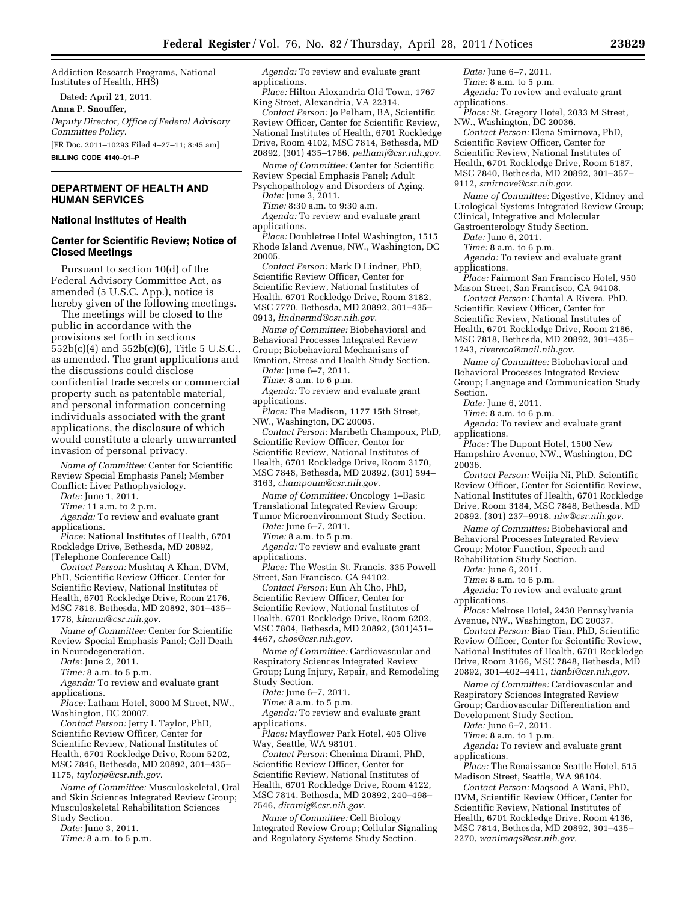Addiction Research Programs, National Institutes of Health, HHS)

Dated: April 21, 2011.

**Anna P. Snouffer,**

*Deputy Director, Office of Federal Advisory Committee Policy.*

[FR Doc. 2011–10293 Filed 4–27–11; 8:45 am]

**BILLING CODE 4140–01–P**

## DEPARTMENT OF HEALTH AND HUMAN SERVICES

### National Institutes of Health

### Center for Scientific Review; Notice of Closed Meetings

Pursuant to section 10(d) of the Federal Advisory Committee Act, as amended (5 U.S.C. App.), notice is hereby given of the following meetings.

The meetings will be closed to the public in accordance with the provisions set forth in sections 552b(c)(4) and 552b(c)(6), Title 5 U.S.C., as amended. The grant applications and the discussions could disclose confidential trade secrets or commercial property such as patentable material, and personal information concerning individuals associated with the grant applications, the disclosure of which would constitute a clearly unwarranted invasion of personal privacy.

*Name of Committee:* Center for Scientific Review Special Emphasis Panel; Member Conflict: Liver Pathophysiology.

*Date:* June 1, 2011.

*Time:* 11 a.m. to 2 p.m.

*Agenda:* To review and evaluate grant applications.

*Place:* National Institutes of Health, 6701 Rockledge Drive, Bethesda, MD 20892, (Telephone Conference Call)

*Contact Person:* Mushtaq A Khan, DVM, PhD, Scientific Review Officer, Center for Scientific Review, National Institutes of Health, 6701 Rockledge Drive, Room 2176, MSC 7818, Bethesda, MD 20892, 301–435–1778, *khanm@csr.nih.gov.*

*Name of Committee:* Center for Scientific Review Special Emphasis Panel; Cell Death in Neurodegeneration.

*Date:* June 2, 2011.

*Time:* 8 a.m. to 5 p.m.

*Agenda:* To review and evaluate grant applications.

*Place:* Latham Hotel, 3000 M Street, NW., Washington, DC 20007.

*Contact Person:* Jerry L Taylor, PhD, Scientific Review Officer, Center for Scientific Review, National Institutes of Health, 6701 Rockledge Drive, Room 5202, MSC 7846, Bethesda, MD 20892, 301–435–1175, *taylorje@csr.nih.gov.*

*Name of Committee:* Musculoskeletal, Oral and Skin Sciences Integrated Review Group; Musculoskeletal Rehabilitation Sciences Study Section.

*Date:* June 3, 2011.

*Time:* 8 a.m. to 5 p.m.

*Agenda:* To review and evaluate grant applications.

*Place:* Hilton Alexandria Old Town, 1767 King Street, Alexandria, VA 22314.

*Contact Person:* Jo Pelham, BA, Scientific Review Officer, Center for Scientific Review, National Institutes of Health, 6701 Rockledge Drive, Room 4102, MSC 7814, Bethesda, MD 20892, (301) 435–1786, *pelhamj@csr.nih.gov.*

*Name of Committee:* Center for Scientific Review Special Emphasis Panel; Adult Psychopathology and Disorders of Aging.

*Date:* June 3, 2011.

*Time:* 8:30 a.m. to 9:30 a.m.

*Agenda:* To review and evaluate grant applications.

*Place:* Doubletree Hotel Washington, 1515 Rhode Island Avenue, NW., Washington, DC 20005.

*Contact Person:* Mark D Lindner, PhD, Scientific Review Officer, Center for Scientific Review, National Institutes of Health, 6701 Rockledge Drive, Room 3182, MSC 7770, Bethesda, MD 20892, 301–435–0913, *lindnermd@csr.nih.gov.*

*Name of Committee:* Biobehavioral and Behavioral Processes Integrated Review Group; Biobehavioral Mechanisms of Emotion, Stress and Health Study Section.

*Date:* June 6–7, 2011.

*Time:* 8 a.m. to 6 p.m.

*Agenda:* To review and evaluate grant applications.

*Place:* The Madison, 1177 15th Street, NW., Washington, DC 20005.

*Contact Person:* Maribeth Champoux, PhD, Scientific Review Officer, Center for Scientific Review, National Institutes of Health, 6701 Rockledge Drive, Room 3170, MSC 7848, Bethesda, MD 20892, (301) 594–3163, *champoum@csr.nih.gov.*

*Name of Committee:* Oncology 1–Basic Translational Integrated Review Group; Tumor Microenvironment Study Section.

*Date:* June 6–7, 2011.

*Time:* 8 a.m. to 5 p.m.

*Agenda:* To review and evaluate grant applications.

*Place:* The Westin St. Francis, 335 Powell Street, San Francisco, CA 94102.

*Contact Person:* Eun Ah Cho, PhD, Scientific Review Officer, Center for Scientific Review, National Institutes of Health, 6701 Rockledge Drive, Room 6202, MSC 7804, Bethesda, MD 20892, (301)451–4467, *choe@csr.nih.gov.*

*Name of Committee:* Cardiovascular and Respiratory Sciences Integrated Review Group; Lung Injury, Repair, and Remodeling Study Section.

*Date:* June 6–7, 2011.

*Time:* 8 a.m. to 5 p.m.

*Agenda:* To review and evaluate grant applications.

*Place:* Mayflower Park Hotel, 405 Olive Way, Seattle, WA 98101.

*Contact Person:* Ghenima Dirami, PhD, Scientific Review Officer, Center for Scientific Review, National Institutes of Health, 6701 Rockledge Drive, Room 4122, MSC 7814, Bethesda, MD 20892, 240–498–7546, *diramig@csr.nih.gov.*

*Name of Committee:* Cell Biology Integrated Review Group; Cellular Signaling and Regulatory Systems Study Section.

*Date:* June 6–7, 2011.

*Time:* 8 a.m. to 5 p.m.

*Agenda:* To review and evaluate grant applications.

*Place:* St. Gregory Hotel, 2033 M Street, NW., Washington, DC 20036.

*Contact Person:* Elena Smirnova, PhD, Scientific Review Officer, Center for Scientific Review, National Institutes of Health, 6701 Rockledge Drive, Room 5187, MSC 7840, Bethesda, MD 20892, 301–357–9112, *smirnove@csr.nih.gov.*

*Name of Committee:* Digestive, Kidney and Urological Systems Integrated Review Group; Clinical, Integrative and Molecular Gastroenterology Study Section.

*Date:* June 6, 2011.

*Time:* 8 a.m. to 6 p.m.

*Agenda:* To review and evaluate grant applications.

*Place:* Fairmont San Francisco Hotel, 950 Mason Street, San Francisco, CA 94108.

*Contact Person:* Chantal A Rivera, PhD, Scientific Review Officer, Center for Scientific Review, National Institutes of Health, 6701 Rockledge Drive, Room 2186, MSC 7818, Bethesda, MD 20892, 301–435–1243, *riveraca@mail.nih.gov.*

*Name of Committee:* Biobehavioral and Behavioral Processes Integrated Review Group; Language and Communication Study Section.

*Date:* June 6, 2011.

*Time:* 8 a.m. to 6 p.m.

*Agenda:* To review and evaluate grant applications.

*Place:* The Dupont Hotel, 1500 New Hampshire Avenue, NW., Washington, DC 20036.

*Contact Person:* Weijia Ni, PhD, Scientific Review Officer, Center for Scientific Review, National Institutes of Health, 6701 Rockledge Drive, Room 3184, MSC 7848, Bethesda, MD 20892, (301) 237–9918, *niw@csr.nih.gov.*

*Name of Committee:* Biobehavioral and Behavioral Processes Integrated Review Group; Motor Function, Speech and Rehabilitation Study Section.

*Date:* June 6, 2011.

*Time:* 8 a.m. to 6 p.m.

*Agenda:* To review and evaluate grant applications.

*Place:* Melrose Hotel, 2430 Pennsylvania Avenue, NW., Washington, DC 20037.

*Contact Person:* Biao Tian, PhD, Scientific Review Officer, Center for Scientific Review, National Institutes of Health, 6701 Rockledge Drive, Room 3166, MSC 7848, Bethesda, MD 20892, 301–402–4411, *tianbi@csr.nih.gov.*

*Name of Committee:* Cardiovascular and Respiratory Sciences Integrated Review Group; Cardiovascular Differentiation and Development Study Section.

*Date:* June 6–7, 2011.

*Time:* 8 a.m. to 1 p.m.

*Agenda:* To review and evaluate grant applications.

*Place:* The Renaissance Seattle Hotel, 515 Madison Street, Seattle, WA 98104.

*Contact Person:* Maqsood A Wani, PhD, DVM, Scientific Review Officer, Center for Scientific Review, National Institutes of Health, 6701 Rockledge Drive, Room 4136, MSC 7814, Bethesda, MD 20892, 301–435–2270, *wanimaqs@csr.nih.gov.*